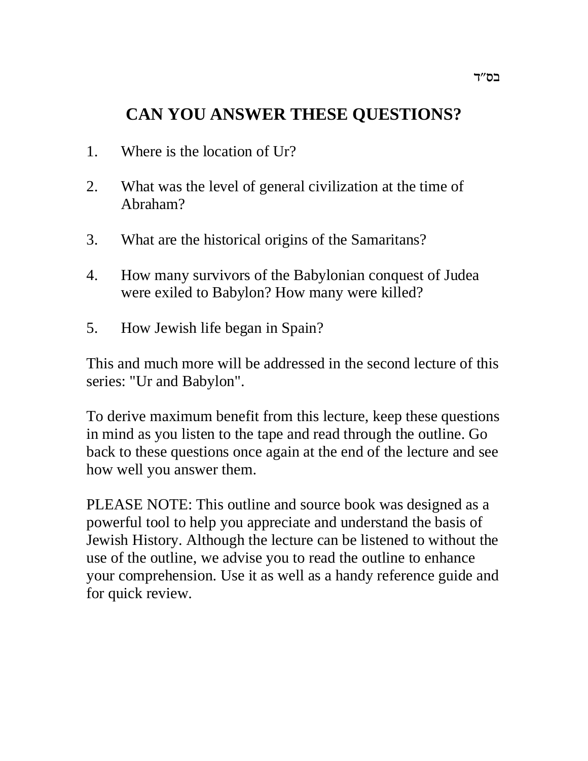בס"ד

# CAN YOU ANSWER THESE QUESTIONS?

1. Where is the location of Ur?

2. What was the level of general civilization at the time of Abraham?

3. What are the historical origins of the Samaritans?

4. How many survivors of the Babylonian conquest of Judea were exiled to Babylon? How many were killed?

5. How Jewish life began in Spain?

This and much more will be addressed in the second lecture of this series: "Ur and Babylon".

To derive maximum benefit from this lecture, keep these questions in mind as you listen to the tape and read through the outline. Go back to these questions once again at the end of the lecture and see how well you answer them.

PLEASE NOTE: This outline and source book was designed as a powerful tool to help you appreciate and understand the basis of Jewish History. Although the lecture can be listened to without the use of the outline, we advise you to read the outline to enhance your comprehension. Use it as well as a handy reference guide and for quick review.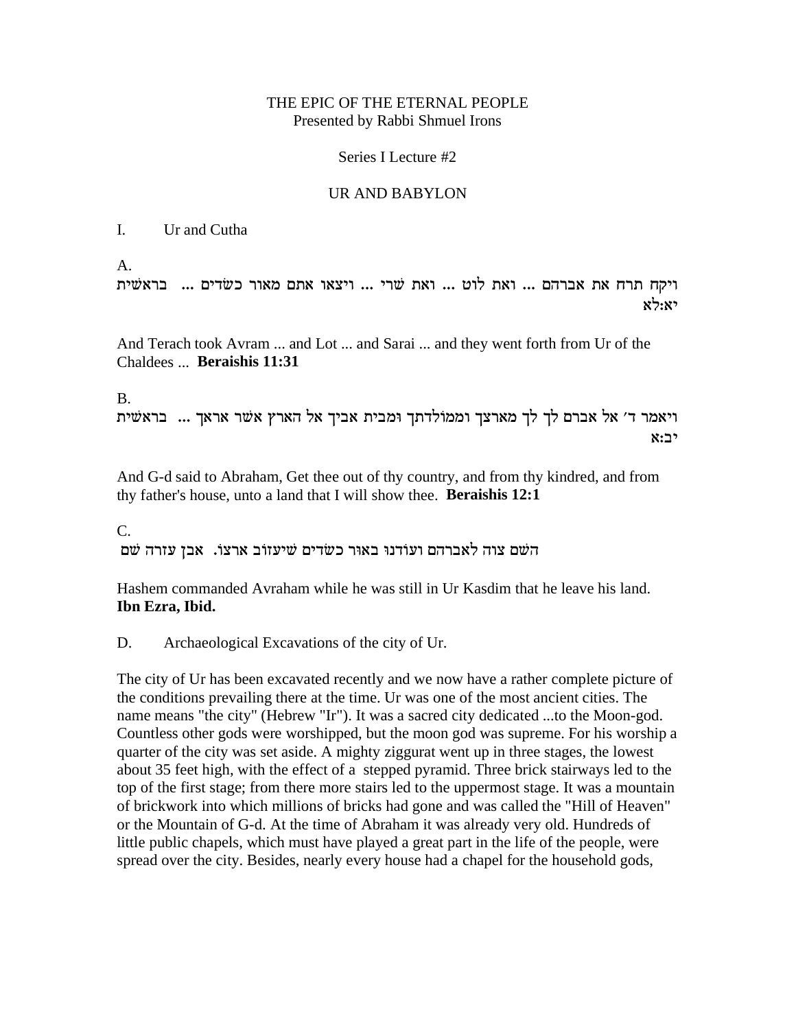THE EPIC OF THE ETERNAL PEOPLE
Presented by Rabbi Shmuel Irons

Series I Lecture #2

UR AND BABYLON

I. Ur and Cutha

A.

ויקח תרח את אברהם ... ואת לוט ... ואת שׂרי ... ויצאו אתם מאור כשׂדים ... בראשׁית יא:לא

And Terach took Avram ... and Lot ... and Sarai ... and they went forth from Ur of the Chaldees ... **Beraishis 11:31**

B.

ויאמר ד׳ אל אברם לך לך מארצך וממולדתך ומבית אביך אל הארץ אשׁר אראך ... בראשׁית יב:א

And G-d said to Abraham, Get thee out of thy country, and from thy kindred, and from thy father's house, unto a land that I will show thee. **Beraishis 12:1**

C.

השׁם צוה לאברהם ועודנו באור כשׂדים שׁיעזוב ארצו. אבן עזרה שׁם

Hashem commanded Avraham while he was still in Ur Kasdim that he leave his land. **Ibn Ezra, Ibid.**

D. Archaeological Excavations of the city of Ur.

The city of Ur has been excavated recently and we now have a rather complete picture of the conditions prevailing there at the time. Ur was one of the most ancient cities. The name means "the city" (Hebrew "Ir"). It was a sacred city dedicated ...to the Moon-god. Countless other gods were worshipped, but the moon god was supreme. For his worship a quarter of the city was set aside. A mighty ziggurat went up in three stages, the lowest about 35 feet high, with the effect of a stepped pyramid. Three brick stairways led to the top of the first stage; from there more stairs led to the uppermost stage. It was a mountain of brickwork into which millions of bricks had gone and was called the "Hill of Heaven" or the Mountain of G-d. At the time of Abraham it was already very old. Hundreds of little public chapels, which must have played a great part in the life of the people, were spread over the city. Besides, nearly every house had a chapel for the household gods,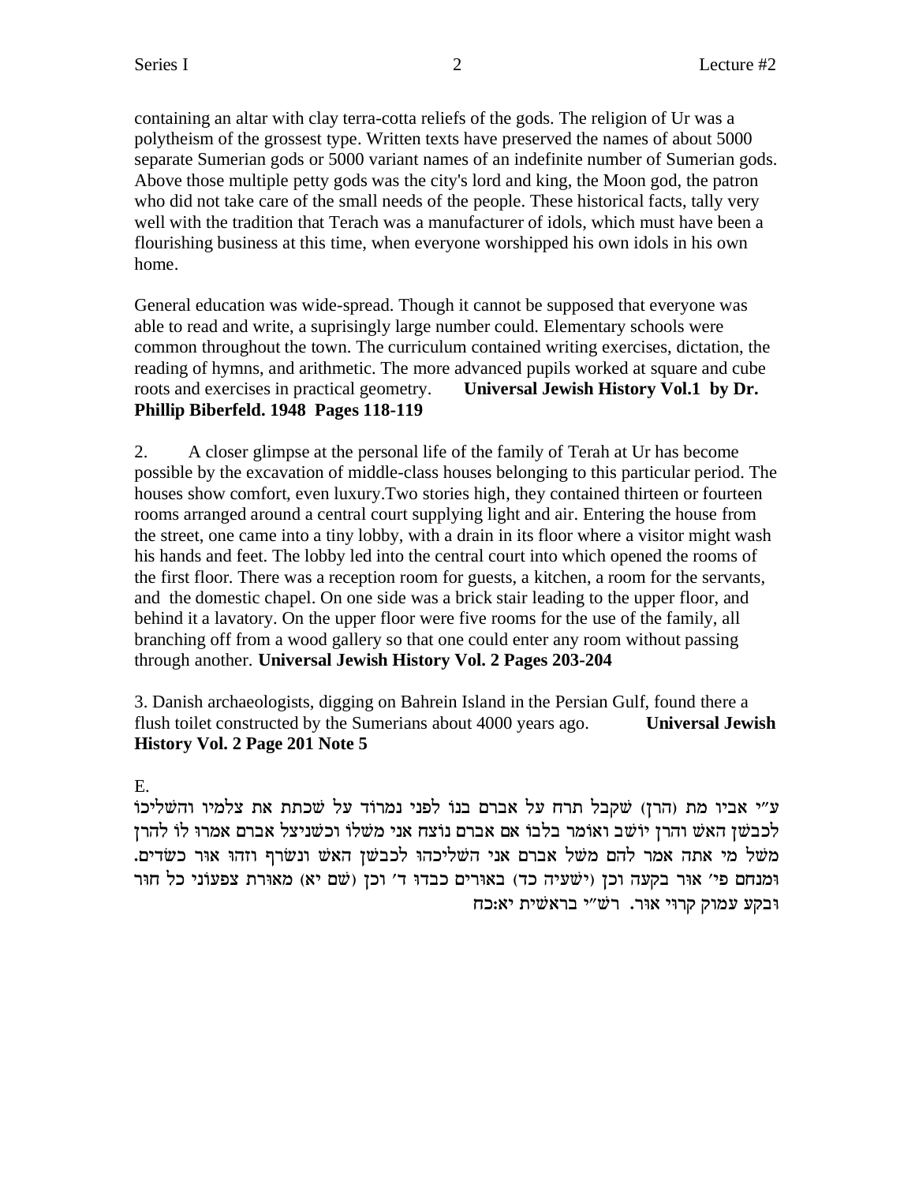containing an altar with clay terra-cotta reliefs of the gods. The religion of Ur was a polytheism of the grossest type. Written texts have preserved the names of about 5000 separate Sumerian gods or 5000 variant names of an indefinite number of Sumerian gods. Above those multiple petty gods was the city's lord and king, the Moon god, the patron who did not take care of the small needs of the people. These historical facts, tally very well with the tradition that Terach was a manufacturer of idols, which must have been a flourishing business at this time, when everyone worshipped his own idols in his own home.

General education was wide-spread. Though it cannot be supposed that everyone was able to read and write, a suprisingly large number could. Elementary schools were common throughout the town. The curriculum contained writing exercises, dictation, the reading of hymns, and arithmetic. The more advanced pupils worked at square and cube roots and exercises in practical geometry. **Universal Jewish History Vol.1 by Dr. Phillip Biberfeld. 1948 Pages 118-119**

2. A closer glimpse at the personal life of the family of Terah at Ur has become possible by the excavation of middle-class houses belonging to this particular period. The houses show comfort, even luxury.Two stories high, they contained thirteen or fourteen rooms arranged around a central court supplying light and air. Entering the house from the street, one came into a tiny lobby, with a drain in its floor where a visitor might wash his hands and feet. The lobby led into the central court into which opened the rooms of the first floor. There was a reception room for guests, a kitchen, a room for the servants, and the domestic chapel. On one side was a brick stair leading to the upper floor, and behind it a lavatory. On the upper floor were five rooms for the use of the family, all branching off from a wood gallery so that one could enter any room without passing through another. **Universal Jewish History Vol. 2 Pages 203-204**

3. Danish archaeologists, digging on Bahrein Island in the Persian Gulf, found there a flush toilet constructed by the Sumerians about 4000 years ago. **Universal Jewish History Vol. 2 Page 201 Note 5**

E.

ע"י אביו מת (הרן) שקבל תרח על אברם בנו לפני נמרוד על שכתת את צלמיו והשליכו לכבשן האש והרן יושב ואומר בלבו אם אברם נוצח אני משלו וכשניצל אברם אמרו לו להרן משל מי אתה אמר להם משל אברם אני השליכהו לכבשן האש ונשרף וזהו אור כשדים. ומנחם פי' אור בקעה וכן (ישעיה כד) באורים כבדו ד' וכן (שם יא) מאורת צפעוני כל חור ובקע עמוק קרוי אור. רש"י בראשית יא:כח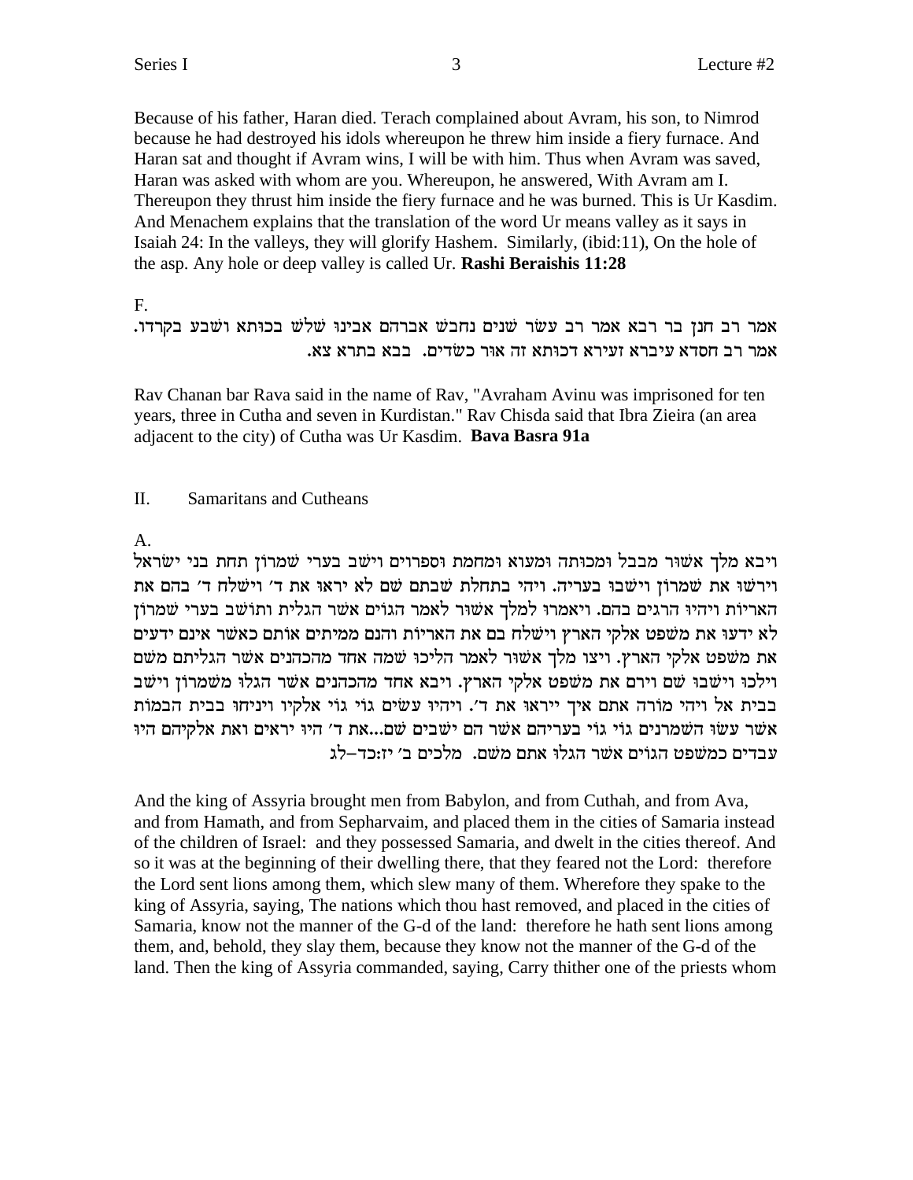Because of his father, Haran died. Terach complained about Avram, his son, to Nimrod because he had destroyed his idols whereupon he threw him inside a fiery furnace. And Haran sat and thought if Avram wins, I will be with him. Thus when Avram was saved, Haran was asked with whom are you. Whereupon, he answered, With Avram am I. Thereupon they thrust him inside the fiery furnace and he was burned. This is Ur Kasdim. And Menachem explains that the translation of the word Ur means valley as it says in Isaiah 24: In the valleys, they will glorify Hashem. Similarly, (ibid:11), On the hole of the asp. Any hole or deep valley is called Ur. **Rashi Beraishis 11:28**

F.

אמר רב חנן בר רבא אמר רב עשר שנים נחבש אברהם אבינו שלש בכותא ושבע בקרדו. אמר רב חסדא עיברא זעירא דכותא זה אור כשדים. בבא בתרא צא.

Rav Chanan bar Rava said in the name of Rav, "Avraham Avinu was imprisoned for ten years, three in Cutha and seven in Kurdistan." Rav Chisda said that Ibra Zieira (an area adjacent to the city) of Cutha was Ur Kasdim. **Bava Basra 91a**

II. Samaritans and Cutheans

A.

ויבא מלך אשור מבבל ומכותה ומעוא ומחמת וספרוים וישב בערי שמרון תחת בני ישראל וירשו את שמרון וישבו בעריה. ויהי בתחלת שבתם שם לא יראו את ד׳ וישלח ד׳ בהם את האריות ויהיו הרגים בהם. ויאמרו למלך אשור לאמר הגוים אשר הגלית ותושב בערי שמרון לא ידעו את משפט אלקי הארץ וישלח בם את האריות והנם ממיתים אותם כאשר אינם ידעים את משפט אלקי הארץ. ויצו מלך אשור לאמר הליכו שמה אחד מהכהנים אשר הגליתם משם וילכו וישבו שם וירם את משפט אלקי הארץ. ויבא אחד מהכהנים אשר הגלו משמרון וישב בבית אל ויהי מורה אתם איך ייראו את ד׳. ויהיו עשים גוי גוי אלקיו ויניחו בבית הבמות אשר עשו השמרנים גוי גוי בעריהם אשר הם ישבים שם...את ד׳ היו יראים ואת אלקיהם היו עבדים כמשפט הגוים אשר הגלו אתם משם. מלכים ב׳ יז:כד–לג

And the king of Assyria brought men from Babylon, and from Cuthah, and from Ava, and from Hamath, and from Sepharvaim, and placed them in the cities of Samaria instead of the children of Israel: and they possessed Samaria, and dwelt in the cities thereof. And so it was at the beginning of their dwelling there, that they feared not the Lord: therefore the Lord sent lions among them, which slew many of them. Wherefore they spake to the king of Assyria, saying, The nations which thou hast removed, and placed in the cities of Samaria, know not the manner of the G-d of the land: therefore he hath sent lions among them, and, behold, they slay them, because they know not the manner of the G-d of the land. Then the king of Assyria commanded, saying, Carry thither one of the priests whom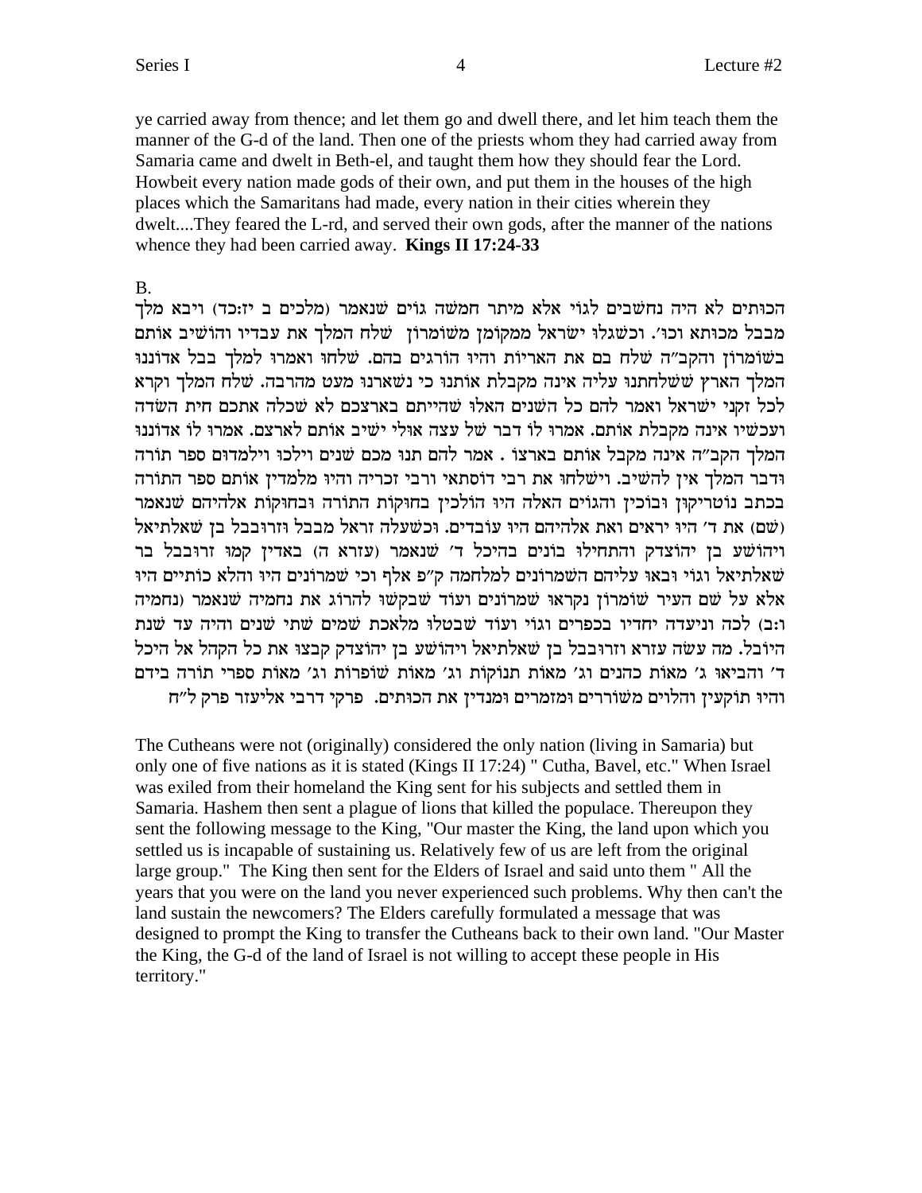ye carried away from thence; and let them go and dwell there, and let him teach them the manner of the G-d of the land. Then one of the priests whom they had carried away from Samaria came and dwelt in Beth-el, and taught them how they should fear the Lord. Howbeit every nation made gods of their own, and put them in the houses of the high places which the Samaritans had made, every nation in their cities wherein they dwelt....They feared the L-rd, and served their own gods, after the manner of the nations whence they had been carried away. **Kings II 17:24-33**

B.

הכותים לא היה נחשבים לגוי אלא מיתר חמשה גוים שנאמר (מלכים ב יז:כד) ויבא מלך מבבל מכותא וכו'. וכשגלו ישראל ממקומן משומרון שלח המלך את עבדיו והושיב אותם בשומרון והקב"ה שלח בם את האריות והיו הורגים בהם. שלחו ואמרו למלך בבל אדוננו המלך הארץ ששלחתנו עליה אינה מקבלת אותנו כי נשארנו מעט מהרבה. שלח המלך וקרא לכל זקני ישראל ואמר להם כל השנים האלו שהייתם בארצכם לא שכלה אתכם חית השדה ועכשיו אינה מקבלת אותם. אמרו לו דבר של עצה אולי ישיב אותם לארצם. אמרו לו אדוננו המלך הקב"ה אינה מקבל אותם בארצו . אמר להם תנו מכם שנים וילכו וילמדום ספר תורה ודבר המלך אין להשיב. וישלחו את רבי דוסתאי ורבי זכריה והיו מלמדין אותם ספר התורה בכתב נוטריקון ובוכין והגוים האלה היו הולכין בחוקות התורה ובחוקות אלהיהם שנאמר (שם) את ד' היו יראים ואת אלהיהם היו עובדים. וכשעלה זראל מבבל וזרובבל בן שאלתיאל ויהושע בן יהוצדק והתחילו בונים בהיכל ד' שנאמר (עזרא ה) באדין קמו זרובבל בר שאלתיאל וגוי ובאו עליהם השמרונים למלחמה ק"פ אלף וכי שמרונים היו והלא כותיים היו אלא על שם העיר שומרון נקראו שמרונים ועוד שבקשו להרוג את נחמיה שנאמר (נחמיה ו:ב) לכה וניעדה יחדיו בכפרים וגוי ועוד שבטלו מלאכת שמים שתי שנים והיה עד שנת היובל. מה עשה עזרא וזרובבל בן שאלתיאל ויהושע בן יהוצדק קבצו את כל הקהל אל היכל ד' והביאו ג' מאות כהנים וג' מאות תנוקות וג' מאות שופרות וג' מאות ספרי תורה בידם והיו תוקעין והלוים משוררים ומזמרים ומנדין את הכותים. פרקי דרבי אליעזר פרק ל"ח

The Cutheans were not (originally) considered the only nation (living in Samaria) but only one of five nations as it is stated (Kings II 17:24) " Cutha, Bavel, etc." When Israel was exiled from their homeland the King sent for his subjects and settled them in Samaria. Hashem then sent a plague of lions that killed the populace. Thereupon they sent the following message to the King, "Our master the King, the land upon which you settled us is incapable of sustaining us. Relatively few of us are left from the original large group." The King then sent for the Elders of Israel and said unto them " All the years that you were on the land you never experienced such problems. Why then can't the land sustain the newcomers? The Elders carefully formulated a message that was designed to prompt the King to transfer the Cutheans back to their own land. "Our Master the King, the G-d of the land of Israel is not willing to accept these people in His territory."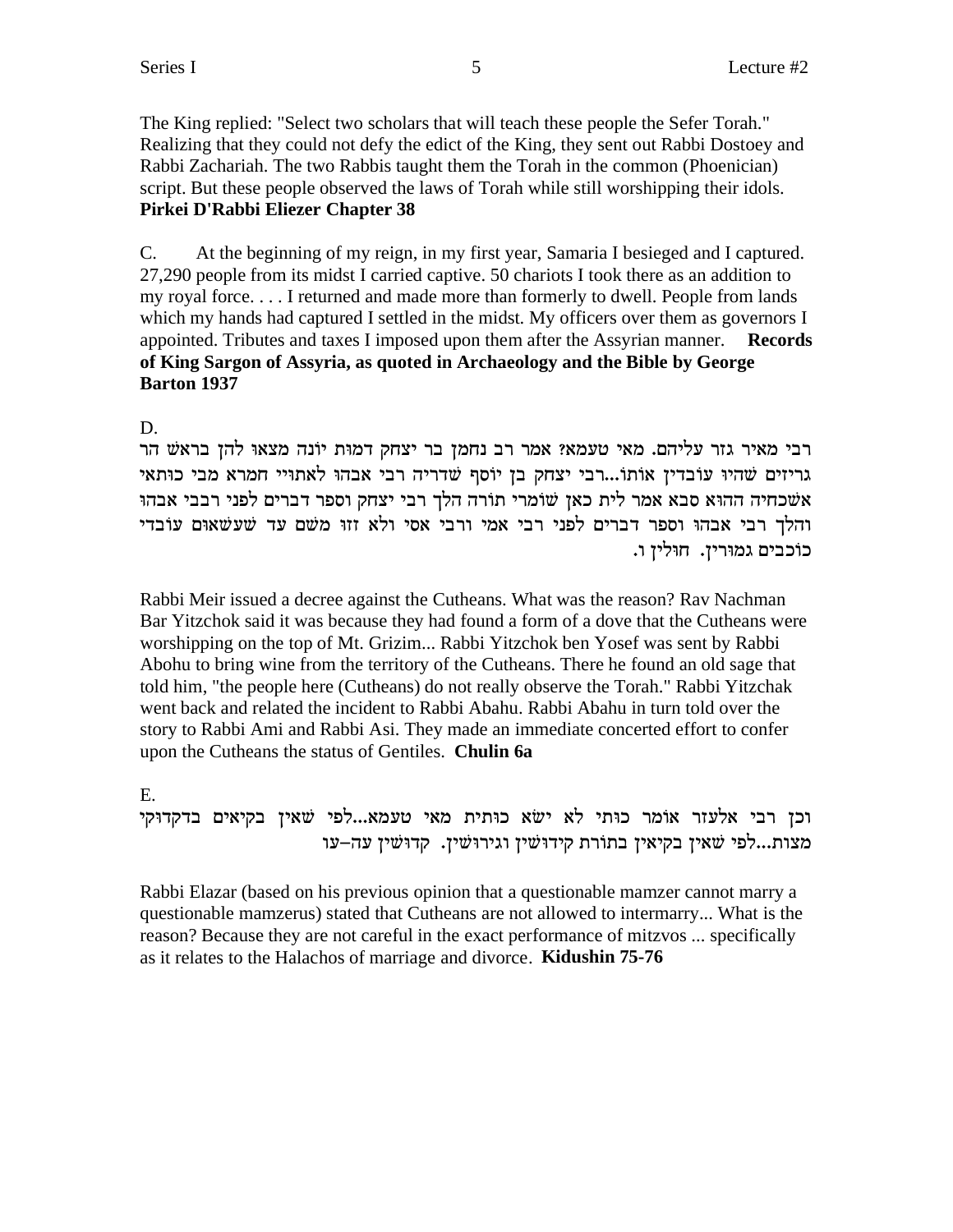The King replied: "Select two scholars that will teach these people the Sefer Torah." Realizing that they could not defy the edict of the King, they sent out Rabbi Dostoey and Rabbi Zachariah. The two Rabbis taught them the Torah in the common (Phoenician) script. But these people observed the laws of Torah while still worshipping their idols. **Pirkei D'Rabbi Eliezer Chapter 38**

C. At the beginning of my reign, in my first year, Samaria I besieged and I captured. 27,290 people from its midst I carried captive. 50 chariots I took there as an addition to my royal force. . . . I returned and made more than formerly to dwell. People from lands which my hands had captured I settled in the midst. My officers over them as governors I appointed. Tributes and taxes I imposed upon them after the Assyrian manner. **Records of King Sargon of Assyria, as quoted in Archaeology and the Bible by George Barton 1937**

D.

רבי מאיר גזר עליהם. מאי טעמא? אמר רב נחמן בר יצחק דמות יונה מצאו להן בראש הר גריזים שהיו עובדין אותו...רבי יצחק בן יוסף שדריה רבי אבהו לאתויי חמרא מבי כותאי אשכחיה ההוא סבא אמר לית כאן שומרי תורה הלך רבי יצחק וספר דברים לפני רבבי אבהו והלך רבי אבהו וספר דברים לפני רבי אמי ורבי אסי ולא זזו משם עד שעשאום עובדי כוכבים גמורין. חולין ו.

Rabbi Meir issued a decree against the Cutheans. What was the reason? Rav Nachman Bar Yitzchok said it was because they had found a form of a dove that the Cutheans were worshipping on the top of Mt. Grizim... Rabbi Yitzchok ben Yosef was sent by Rabbi Abohu to bring wine from the territory of the Cutheans. There he found an old sage that told him, "the people here (Cutheans) do not really observe the Torah." Rabbi Yitzchak went back and related the incident to Rabbi Abahu. Rabbi Abahu in turn told over the story to Rabbi Ami and Rabbi Asi. They made an immediate concerted effort to confer upon the Cutheans the status of Gentiles. **Chulin 6a**

E.

וכן רבי אלעזר אומר כותי לא ישא כותית מאי טעמא...לפי שאין בקיאים בדקדוקי מצות...לפי שאין בקיאין בתורת קידושין וגירושין. קדושין עה-עו

Rabbi Elazar (based on his previous opinion that a questionable mamzer cannot marry a questionable mamzerus) stated that Cutheans are not allowed to intermarry... What is the reason? Because they are not careful in the exact performance of mitzvos ... specifically as it relates to the Halachos of marriage and divorce. **Kidushin 75-76**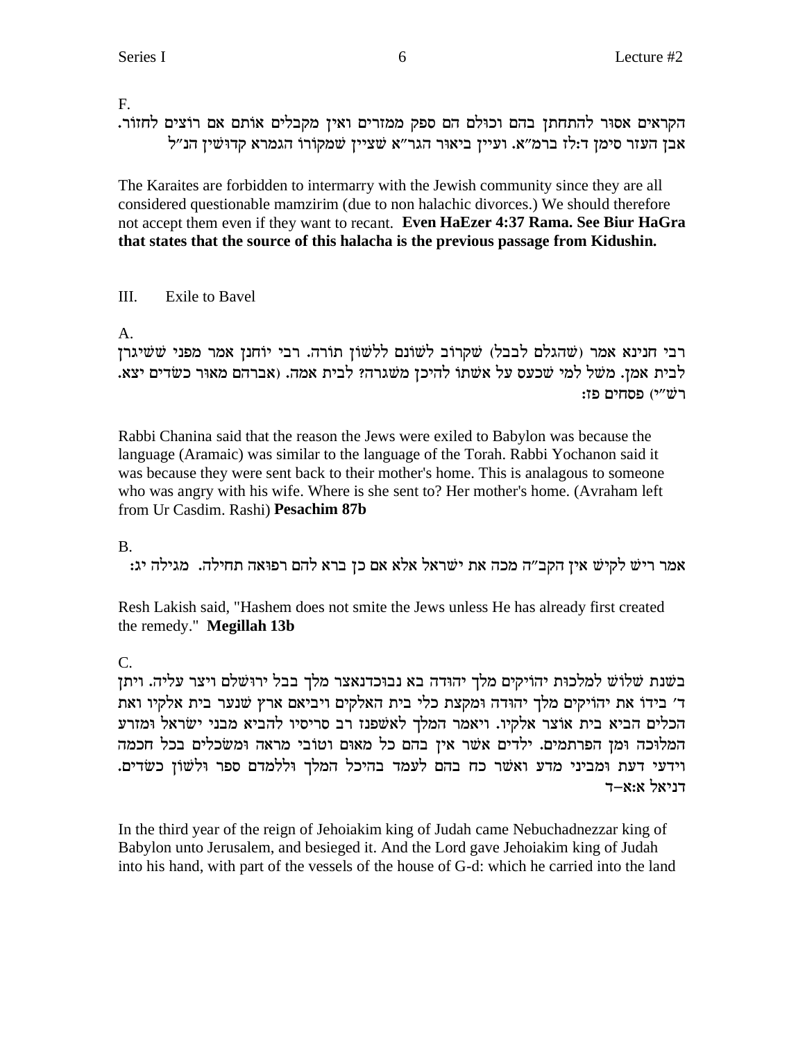F.

הקראים אסור להתחתן בהם וכולם הם ספק ממזרים ואין מקבלים אותם אם רוצים לחזור.
אבן העזר סימן ד:לז ברמ"א. ועיין ביאור הגר"א שציין שמקורו הגמרא קדושין הנ"ל

The Karaites are forbidden to intermarry with the Jewish community since they are all considered questionable mamzirim (due to non halachic divorces.) We should therefore not accept them even if they want to recant. **Even HaEzer 4:37 Rama. See Biur HaGra that states that the source of this halacha is the previous passage from Kidushin.**

## III. Exile to Bavel

A.

רבי חנינא אמר (שהגלם לבבל) שקרוב לשונם ללשון תורה. רבי יוחנן אמר מפני ששיגרן לבית אמן. משל למי שכעס על אשתו להיכן משגרה? לבית אמה. (אברהם מאור כשדים יצא. רש"י) פסחים פז:

Rabbi Chanina said that the reason the Jews were exiled to Babylon was because the language (Aramaic) was similar to the language of the Torah. Rabbi Yochanon said it was because they were sent back to their mother's home. This is analagous to someone who was angry with his wife. Where is she sent to? Her mother's home. (Avraham left from Ur Casdim. Rashi) **Pesachim 87b**

B.

אמר ריש לקיש אין הקב"ה מכה את ישראל אלא אם כן ברא להם רפואה תחילה. מגילה יג:

Resh Lakish said, "Hashem does not smite the Jews unless He has already first created the remedy." **Megillah 13b**

C.

בשנת שלוש למלכות יהויקים מלך יהודה בא נבוכדנאצר מלך בבל ירושלם ויצר עליה. ויתן ד' בידו את יהויקים מלך יהודה ומקצת כלי בית האלקים ויביאם ארץ שנער בית אלקיו ואת הכלים הביא בית אוצר אלקיו. ויאמר המלך לאשפנז רב סריסיו להביא מבני ישראל ומזרע המלוכה ומן הפרתמים. ילדים אשר אין בהם כל מאום וטובי מראה ומשכלים בכל חכמה וידעי דעת ומביני מדע ואשר כח בהם לעמד בהיכל המלך וללמדם ספר ולשון כשדים. דניאל א:א-ד

In the third year of the reign of Jehoiakim king of Judah came Nebuchadnezzar king of Babylon unto Jerusalem, and besieged it. And the Lord gave Jehoiakim king of Judah into his hand, with part of the vessels of the house of G-d: which he carried into the land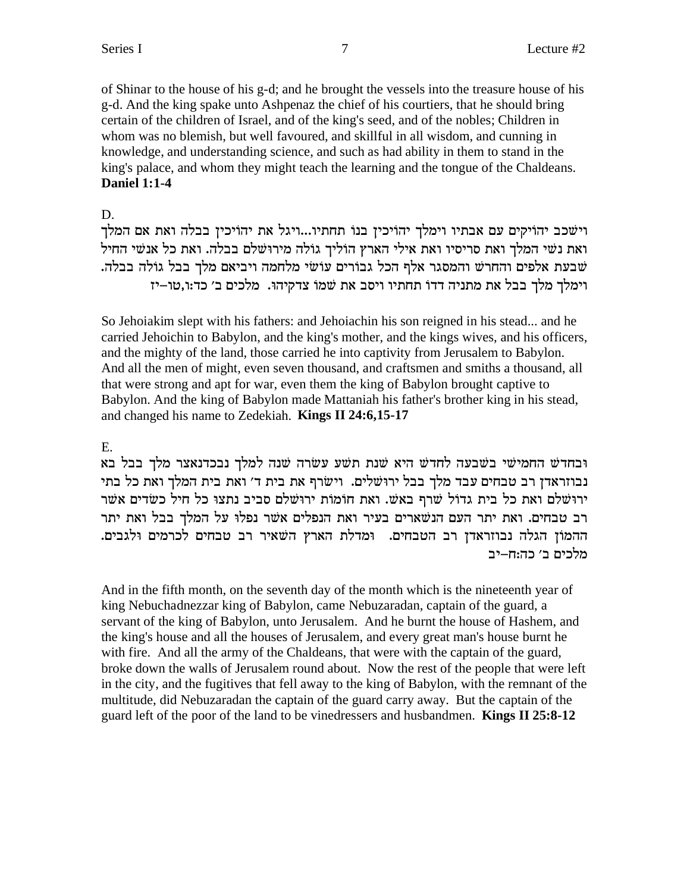of Shinar to the house of his g-d; and he brought the vessels into the treasure house of his g-d. And the king spake unto Ashpenaz the chief of his courtiers, that he should bring certain of the children of Israel, and of the king's seed, and of the nobles; Children in whom was no blemish, but well favoured, and skillful in all wisdom, and cunning in knowledge, and understanding science, and such as had ability in them to stand in the king's palace, and whom they might teach the learning and the tongue of the Chaldeans. **Daniel 1:1-4**

D.

וישכב יהויקים עם אבתיו וימלך יהויכין בנו תחתיו...ויגל את יהויכין בבלה ואת אם המלך ואת נשי המלך ואת סריסיו ואת אילי הארץ הוליך גולה מירושלם בבלה. ואת כל אנשי החיל שבעת אלפים והחרש והמסגר אלף הכל גבורים עושי מלחמה ויביאם מלך בבל גולה בבלה. וימלך מלך בבל את מתניה דדו תחתיו ויסב את שמו צדקיהו. מלכים ב׳ כד:ו,טו–יז

So Jehoiakim slept with his fathers: and Jehoiachin his son reigned in his stead... and he carried Jehoichin to Babylon, and the king's mother, and the kings wives, and his officers, and the mighty of the land, those carried he into captivity from Jerusalem to Babylon. And all the men of might, even seven thousand, and craftsmen and smiths a thousand, all that were strong and apt for war, even them the king of Babylon brought captive to Babylon. And the king of Babylon made Mattaniah his father's brother king in his stead, and changed his name to Zedekiah. **Kings II 24:6,15-17**

E.

ובחדש החמישי בשבעה לחדש היא שנת תשע עשרה שנה למלך נבכדנאצר מלך בבל בא נבוזראדן רב טבחים עבד מלך בבל ירושלים. וישרף את בית ד׳ ואת בית המלך ואת כל בתי ירושלם ואת כל בית גדול שרף באש. ואת חומות ירושלם סביב נתצו כל חיל כשדים אשר רב טבחים. ואת יתר העם הנשארים בעיר ואת הנפלים אשר נפלו על המלך בבל ואת יתר ההמון הגלה נבוזראדן רב הטבחים. ומדלת הארץ השאיר רב טבחים לכרמים ולגבים. מלכים ב׳ כה:ח–יב

And in the fifth month, on the seventh day of the month which is the nineteenth year of king Nebuchadnezzar king of Babylon, came Nebuzaradan, captain of the guard, a servant of the king of Babylon, unto Jerusalem. And he burnt the house of Hashem, and the king's house and all the houses of Jerusalem, and every great man's house burnt he with fire. And all the army of the Chaldeans, that were with the captain of the guard, broke down the walls of Jerusalem round about. Now the rest of the people that were left in the city, and the fugitives that fell away to the king of Babylon, with the remnant of the multitude, did Nebuzaradan the captain of the guard carry away. But the captain of the guard left of the poor of the land to be vinedressers and husbandmen. **Kings II 25:8-12**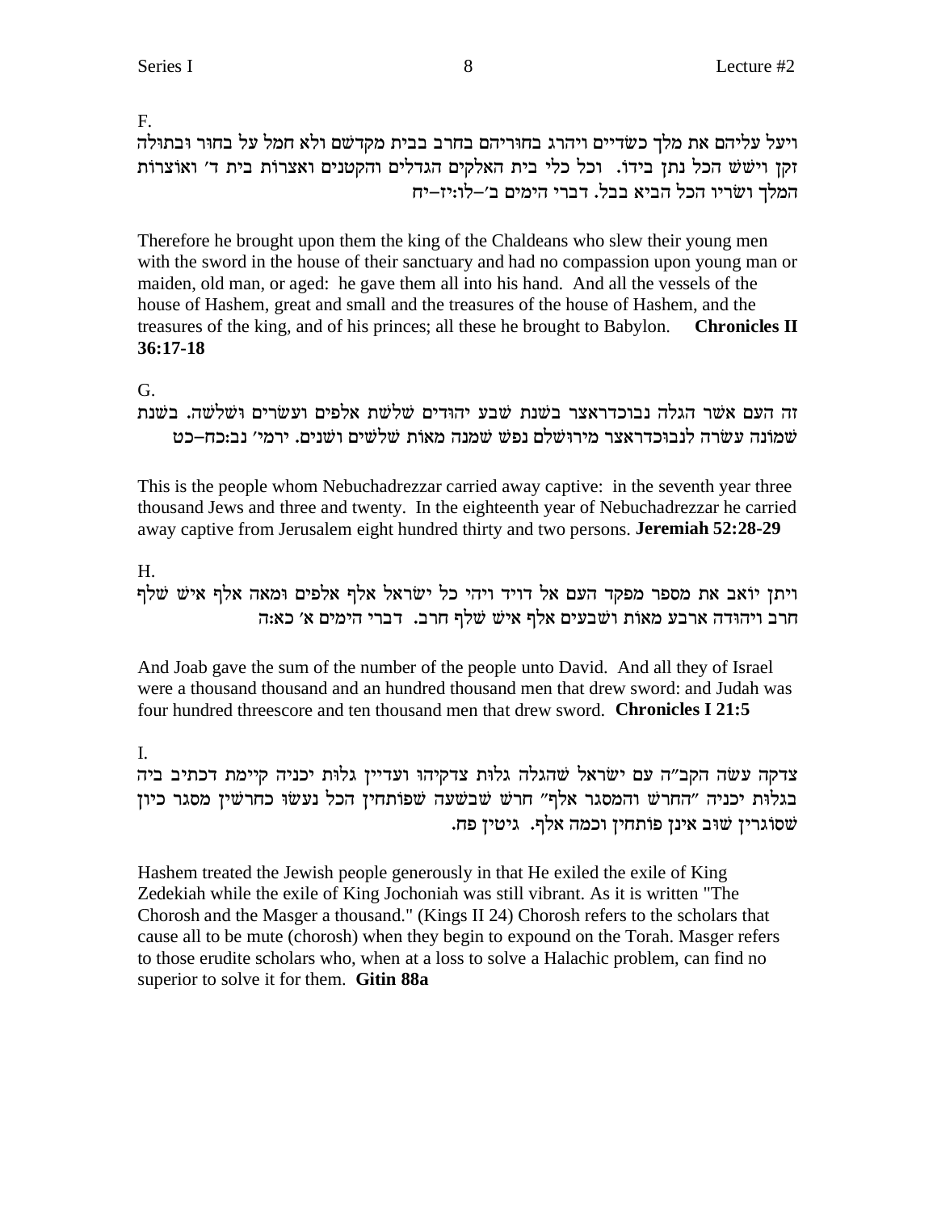F.

ויעל עליהם את מלך כשדיים ויהרג בחוריהם בחרב בבית מקדשם ולא חמל על בחור ובתולה זקן וישש הכל נתן בידו. וכל כלי בית האלקים הגדלים והקטנים ואצרות בית ד׳ ואוצרות המלך ושריו הכל הביא בבל. דברי הימים ב׳–לו:יז–יח

Therefore he brought upon them the king of the Chaldeans who slew their young men with the sword in the house of their sanctuary and had no compassion upon young man or maiden, old man, or aged: he gave them all into his hand. And all the vessels of the house of Hashem, great and small and the treasures of the house of Hashem, and the treasures of the king, and of his princes; all these he brought to Babylon. **Chronicles II 36:17-18**

G.

זה העם אשר הגלה נבוכדראצר בשנת שבע יהודים שלשת אלפים ועשרים ושלשה. בשנת שמונה עשרה לנבוכדראצר מירושלם נפש שמנה מאות שלשים ושנים. ירמי׳ נב:כח–כט

This is the people whom Nebuchadrezzar carried away captive: in the seventh year three thousand Jews and three and twenty. In the eighteenth year of Nebuchadrezzar he carried away captive from Jerusalem eight hundred thirty and two persons. **Jeremiah 52:28-29**

H.

ויתן יואב את מספר מפקד העם אל דויד ויהי כל ישראל אלף אלפים ומאה אלף איש שלף חרב ויהודה ארבע מאות ושבעים אלף איש שלף חרב. דברי הימים א׳ כא:ה

And Joab gave the sum of the number of the people unto David. And all they of Israel were a thousand thousand and an hundred thousand men that drew sword: and Judah was four hundred threescore and ten thousand men that drew sword. **Chronicles I 21:5**

I.

צדקה עשה הקב״ה עם ישראל שהגלה גלות צדקיהו ועדיין גלות יכניה קיימת דכתיב ביה בגלות יכניה ״החרש והמסגר אלף״ חרש שבשעה שפותחין הכל נעשו כחרשין מסגר כיון שסוגרין שוב אינן פותחין וכמה אלף. גיטין פח.

Hashem treated the Jewish people generously in that He exiled the exile of King Zedekiah while the exile of King Jochoniah was still vibrant. As it is written "The Chorosh and the Masger a thousand." (Kings II 24) Chorosh refers to the scholars that cause all to be mute (chorosh) when they begin to expound on the Torah. Masger refers to those erudite scholars who, when at a loss to solve a Halachic problem, can find no superior to solve it for them. **Gitin 88a**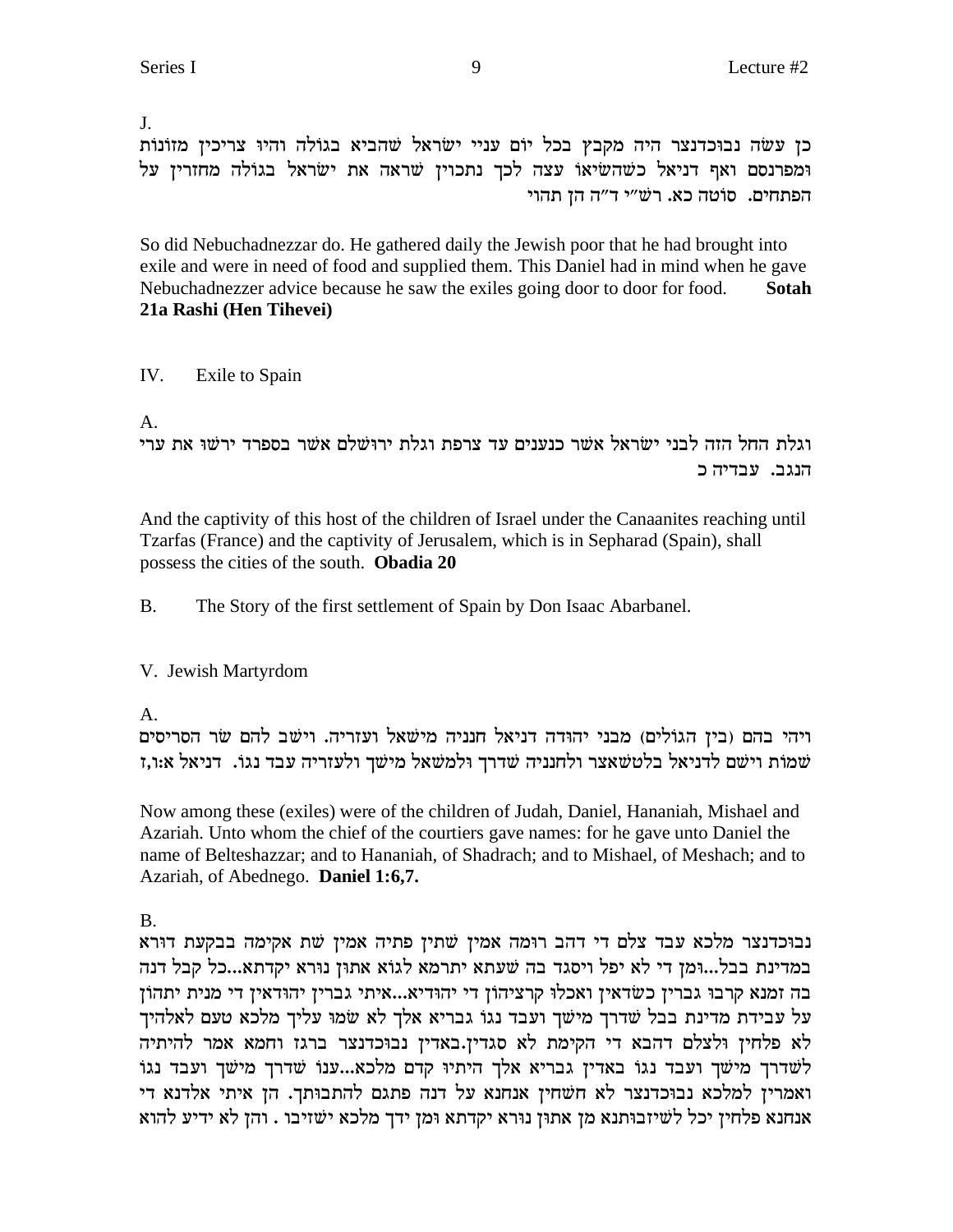J.

כן עשה נבוכדנצר היה מקבץ בכל יום עניי ישראל שהביא בגולה והיו צריכין מזונות ומפרנסם ואף דניאל כשהשיאו עצה לכך נתכוין שראה את ישראל בגולה מחזרין על הפתחים. סוטה כא. רש"י ד"ה הן תהוי

So did Nebuchadnezzar do. He gathered daily the Jewish poor that he had brought into exile and were in need of food and supplied them. This Daniel had in mind when he gave Nebuchadnezzer advice because he saw the exiles going door to door for food. **Sotah 21a Rashi (Hen Tihevei)**

IV. Exile to Spain

A.

וגלת החל הזה לבני ישראל אשר כנענים עד צרפת וגלת ירושלם אשר בספרד ירשו את ערי הנגב. עבדיה כ

And the captivity of this host of the children of Israel under the Canaanites reaching until Tzarfas (France) and the captivity of Jerusalem, which is in Sepharad (Spain), shall possess the cities of the south. **Obadia 20**

B. The Story of the first settlement of Spain by Don Isaac Abarbanel.

V. Jewish Martyrdom

A.

ויהי בהם (בין הגולים) מבני יהודה דניאל חנניה מישאל ועזריה. וישם להם שר הסריסים שמות וישם לדניאל בלטשאצר ולחנניה שדרך ולמשאל מישך ולעזריה עבד נגו. דניאל א:ו,ז

Now among these (exiles) were of the children of Judah, Daniel, Hananiah, Mishael and Azariah. Unto whom the chief of the courtiers gave names: for he gave unto Daniel the name of Belteshazzar; and to Hananiah, of Shadrach; and to Mishael, of Meshach; and to Azariah, of Abednego. **Daniel 1:6,7.**

B.

נבוכדנצר מלכא עבד צלם די דהב רומה אמין שתין פתיה אמין שת אקימה בבקעת דורא במדינת בבל...ומן די לא יפל ויסגד בה שעתא יתרמא לגוא אתון נורא יקדתא...כל קבל דנה בה זמנא קרבו גברין כשדאין ואכלו קרציהון די יהודיא...איתי גברין יהודאין די מנית יתהון על עבידת מדינת בבל שדרך מישך ועבד נגו גבריא אלך לא שמו עליך מלכא טעם לאלהיך לא פלחין ולצלם דהבא די הקימת לא סגדין.באדין נבוכדנצר ברגז וחמא אמר להיתיה לשדרך מישך ועבד נגו באדין גבריא אלך היתיו קדם מלכא...ענו שדרך מישך ועבד נגו ואמרין למלכא נבוכדנצר לא חשחין אנחנא על דנה פתגם להתבותך. הן איתי אלדנא די אנחנא פלחין יכל לשיזבותנא מן אתון נורא יקדתא ומן ידך מלכא ישזיבו . והן לא ידיע להוא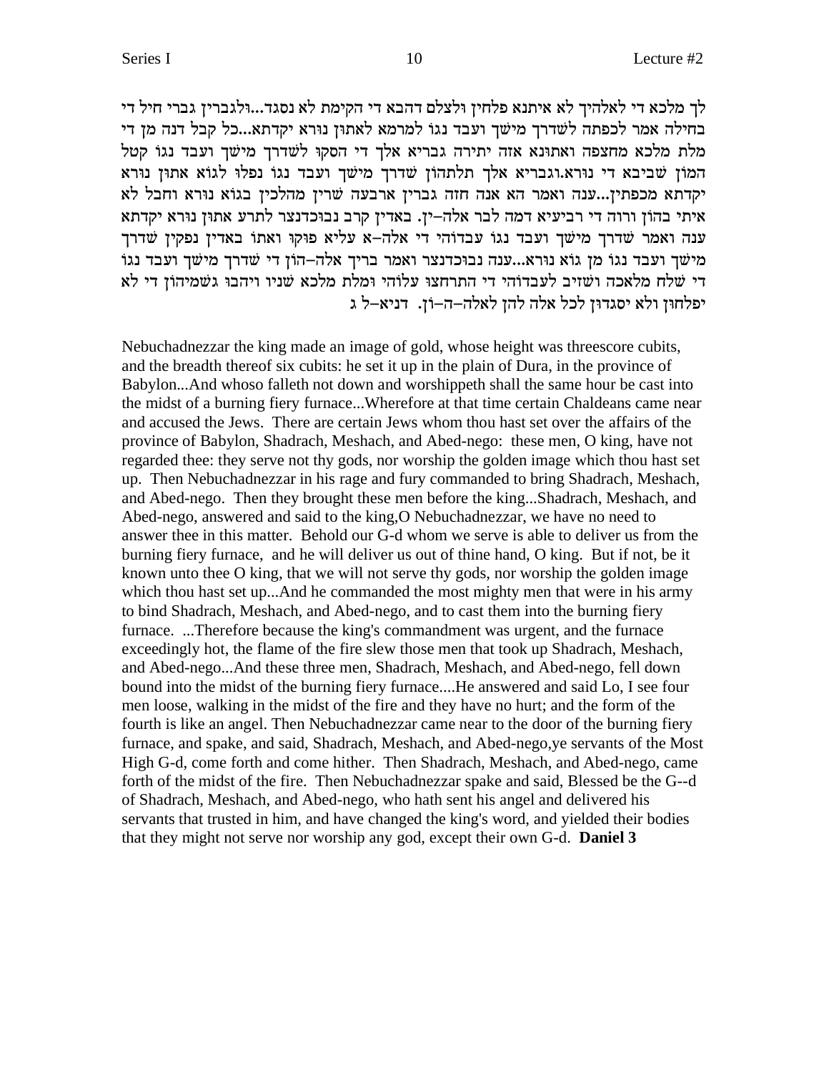לך מלכא די לאלהיך לא איתנא פלחין ולצלם דהבא די הקימת לא נסגד...ולגברין גברי חיל די בחילה אמר לכפתה לשדרך מישך ועבד נגו למרמא לאתון נורא יקדתא...כל קבל דנה מן די מלת מלכא מחצפה ואתונא אזה יתירה גבריא אלך די הסקו לשדרך מישך ועבד נגו קטל המון שביבא די נורא.וגבריא אלך תלתהון שדרך מישך ועבד נגו נפלו לגוא אתון נורא יקדתא מכפתין...ענה ואמר הא אנה חזה גברין ארבעה שרין מהלכין בגוא נורא וחבל לא איתי בהון ורוה די רביעיא דמה לבר אלה–ין. באדין קרב נבוכדנצר לתרע אתון נורא יקדתא ענה ואמר שדרך מישך ועבד נגו עבדוהי די אלה–א עליא פוקו ואתו באדין נפקין שדרך מישך ועבד נגו מן גוא נורא...ענה נבוכדנצר ואמר בריך אלה–הון די שדרך מישך ועבד נגו די שלח מלאכה ושזיב לעבדוהי די התרחצו עלוהי ומלת מלכא שניו ויהבו גשמיהון די לא יפלחון ולא יסגדון לכל אלה להן לאלה–ה–ון. דניא–ל ג

Nebuchadnezzar the king made an image of gold, whose height was threescore cubits, and the breadth thereof six cubits: he set it up in the plain of Dura, in the province of Babylon...And whoso falleth not down and worshippeth shall the same hour be cast into the midst of a burning fiery furnace...Wherefore at that time certain Chaldeans came near and accused the Jews. There are certain Jews whom thou hast set over the affairs of the province of Babylon, Shadrach, Meshach, and Abed-nego: these men, O king, have not regarded thee: they serve not thy gods, nor worship the golden image which thou hast set up. Then Nebuchadnezzar in his rage and fury commanded to bring Shadrach, Meshach, and Abed-nego. Then they brought these men before the king...Shadrach, Meshach, and Abed-nego, answered and said to the king,O Nebuchadnezzar, we have no need to answer thee in this matter. Behold our G-d whom we serve is able to deliver us from the burning fiery furnace, and he will deliver us out of thine hand, O king. But if not, be it known unto thee O king, that we will not serve thy gods, nor worship the golden image which thou hast set up...And he commanded the most mighty men that were in his army to bind Shadrach, Meshach, and Abed-nego, and to cast them into the burning fiery furnace. ...Therefore because the king's commandment was urgent, and the furnace exceedingly hot, the flame of the fire slew those men that took up Shadrach, Meshach, and Abed-nego...And these three men, Shadrach, Meshach, and Abed-nego, fell down bound into the midst of the burning fiery furnace....He answered and said Lo, I see four men loose, walking in the midst of the fire and they have no hurt; and the form of the fourth is like an angel. Then Nebuchadnezzar came near to the door of the burning fiery furnace, and spake, and said, Shadrach, Meshach, and Abed-nego,ye servants of the Most High G-d, come forth and come hither. Then Shadrach, Meshach, and Abed-nego, came forth of the midst of the fire. Then Nebuchadnezzar spake and said, Blessed be the G--d of Shadrach, Meshach, and Abed-nego, who hath sent his angel and delivered his servants that trusted in him, and have changed the king's word, and yielded their bodies that they might not serve nor worship any god, except their own G-d. **Daniel 3**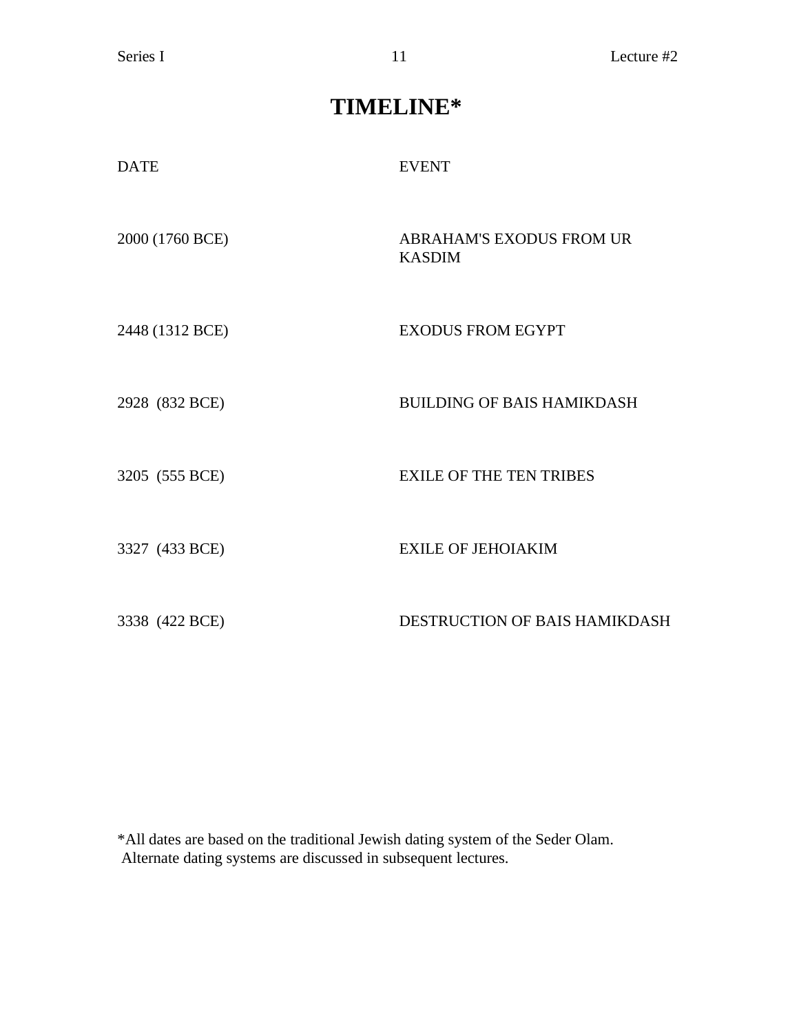# TIMELINE*

| DATE | EVENT |
| --- | --- |
| 2000 (1760 BCE) | ABRAHAM'S EXODUS FROM UR KASDIM |
| 2448 (1312 BCE) | EXODUS FROM EGYPT |
| 2928 (832 BCE) | BUILDING OF BAIS HAMIKDASH |
| 3205 (555 BCE) | EXILE OF THE TEN TRIBES |
| 3327 (433 BCE) | EXILE OF JEHOIAKIM |
| 3338 (422 BCE) | DESTRUCTION OF BAIS HAMIKDASH |

*All dates are based on the traditional Jewish dating system of the Seder Olam. Alternate dating systems are discussed in subsequent lectures.